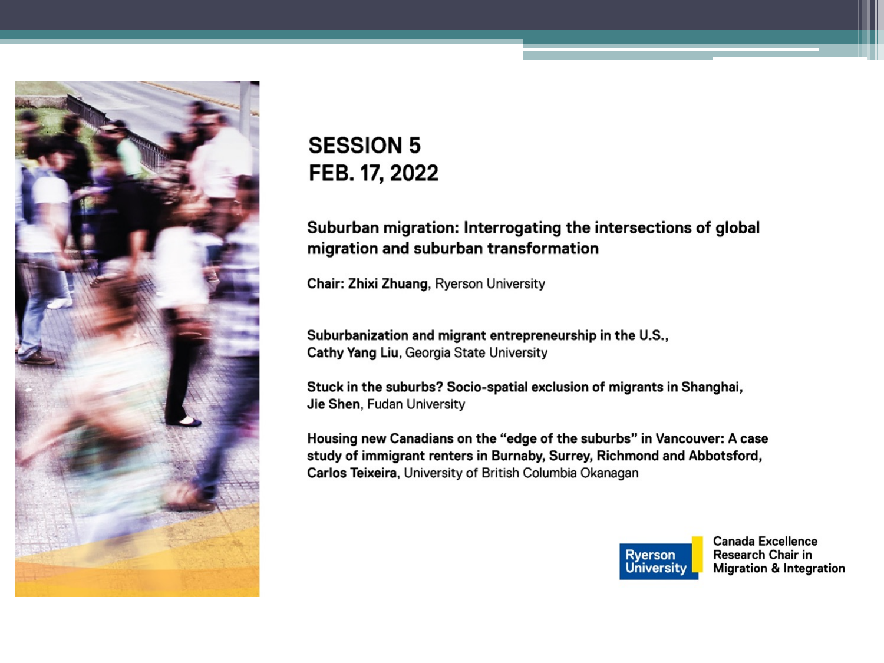# SESSION 5
# FEB. 17, 2022

## Suburban migration: Interrogating the intersections of global migration and suburban transformation

**Chair: Zhixi Zhuang**, Ryerson University

**Suburbanization and migrant entrepreneurship in the U.S.,**
**Cathy Yang Liu**, Georgia State University

**Stuck in the suburbs? Socio-spatial exclusion of migrants in Shanghai,**
**Jie Shen**, Fudan University

**Housing new Canadians on the "edge of the suburbs" in Vancouver: A case study of immigrant renters in Burnaby, Surrey, Richmond and Abbotsford,**
**Carlos Teixeira**, University of British Columbia Okanagan

Ryerson University

**Canada Excellence Research Chair in Migration & Integration**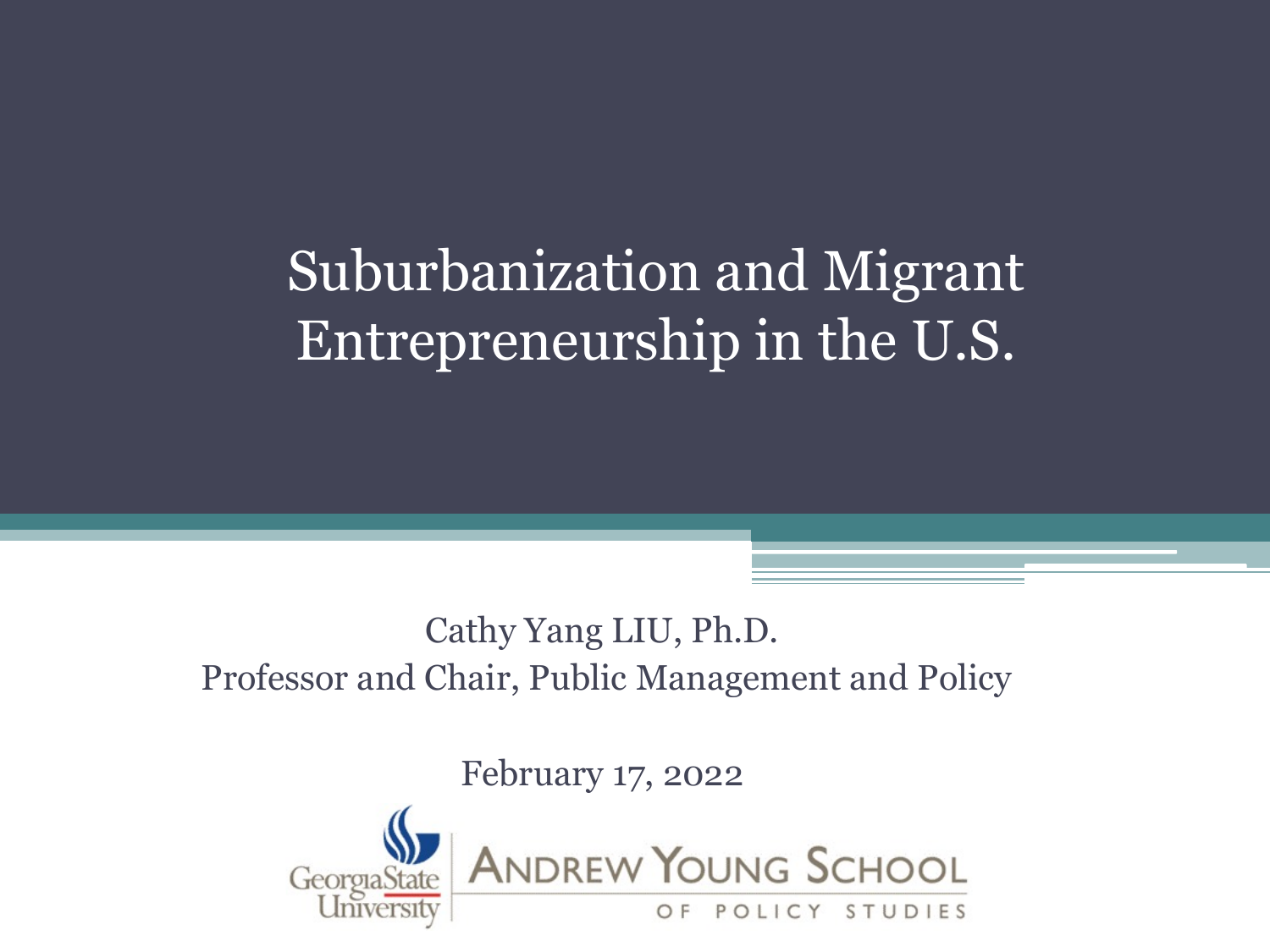# Suburbanization and Migrant Entrepreneurship in the U.S.

Cathy Yang LIU, Ph.D.

Professor and Chair, Public Management and Policy

February 17, 2022

Georgia State University

ANDREW YOUNG SCHOOL OF POLICY STUDIES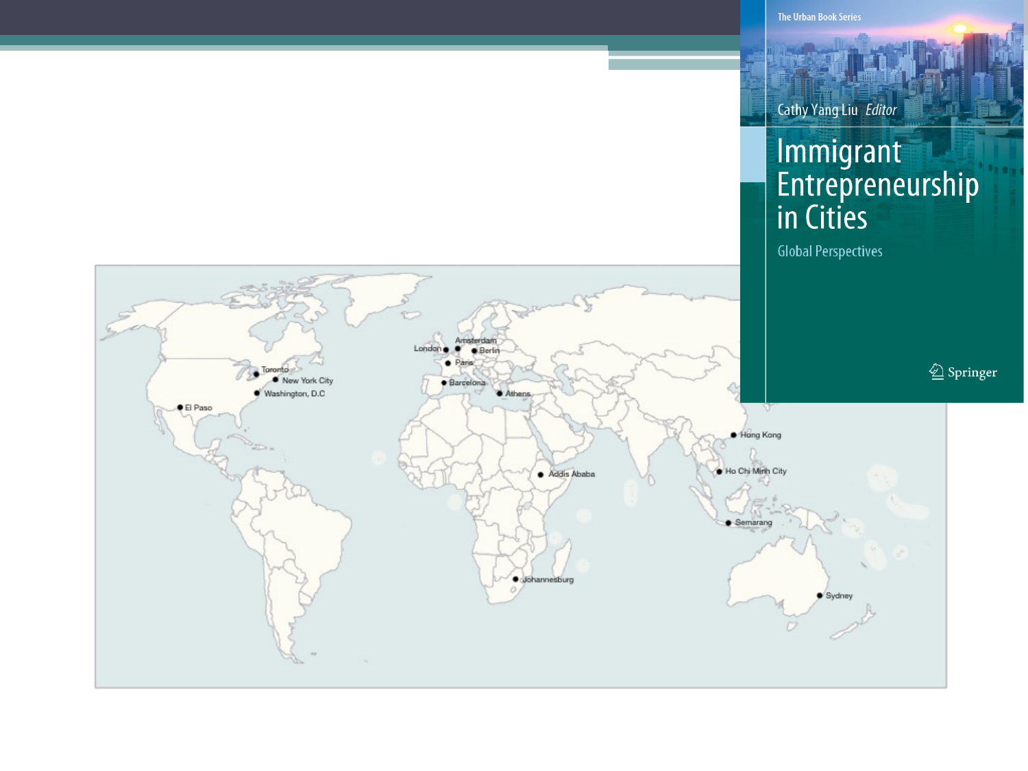The Urban Book Series

Cathy Yang Liu *Editor*

# Immigrant Entrepreneurship in Cities

Global Perspectives

Springer

Toronto
New York City
Washington, D.C
El Paso
London
Amsterdam
Berlin
Paris
Barcelona
Athens
Addis Ababa
Johannesburg
Hong Kong
Ho Chi Minh City
Semarang
Sydney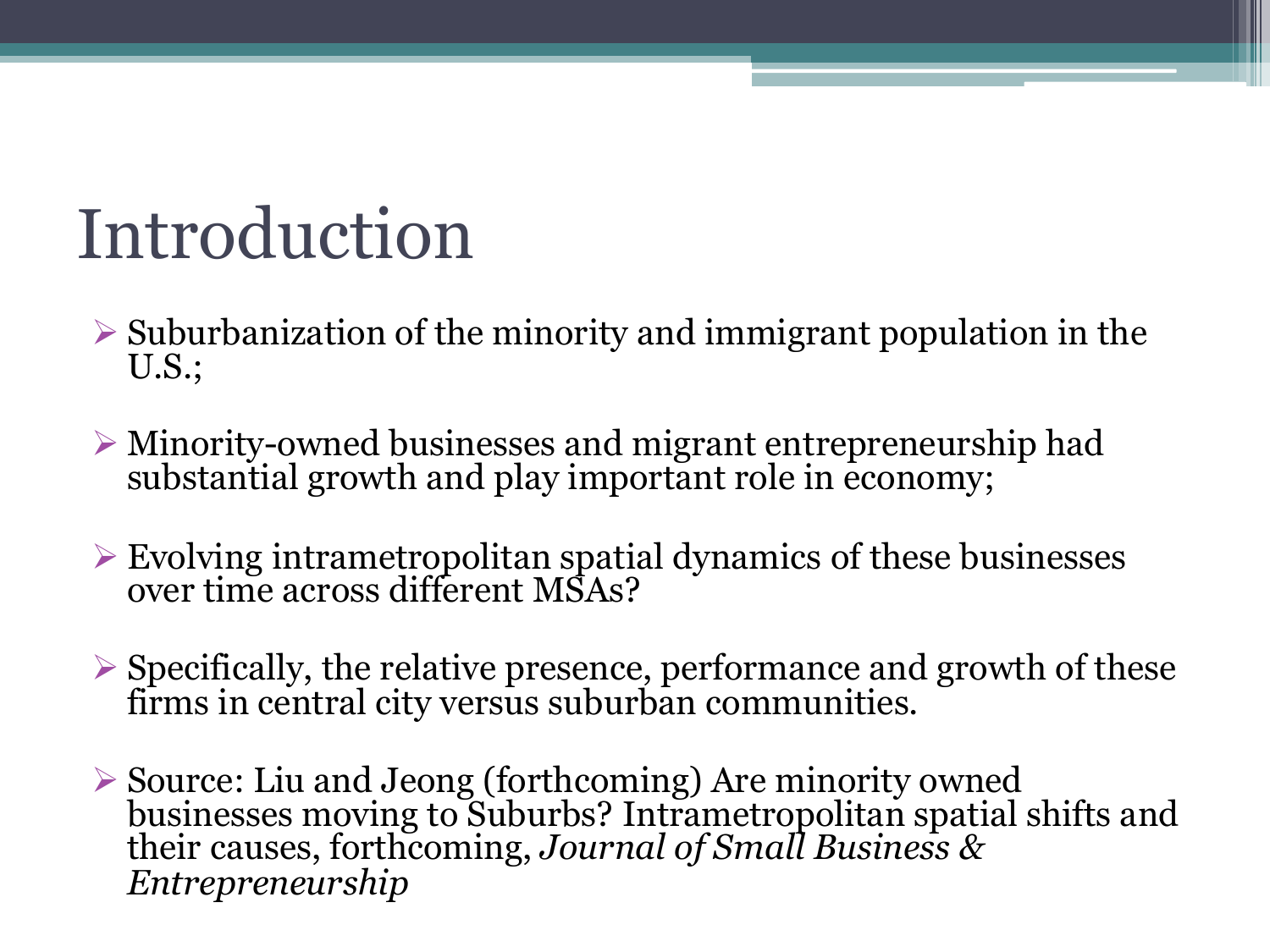# Introduction

- Suburbanization of the minority and immigrant population in the U.S.;
- Minority-owned businesses and migrant entrepreneurship had substantial growth and play important role in economy;
- Evolving intrametropolitan spatial dynamics of these businesses over time across different MSAs?
- Specifically, the relative presence, performance and growth of these firms in central city versus suburban communities.
- Source: Liu and Jeong (forthcoming) Are minority owned businesses moving to Suburbs? Intrametropolitan spatial shifts and their causes, forthcoming, *Journal of Small Business & Entrepreneurship*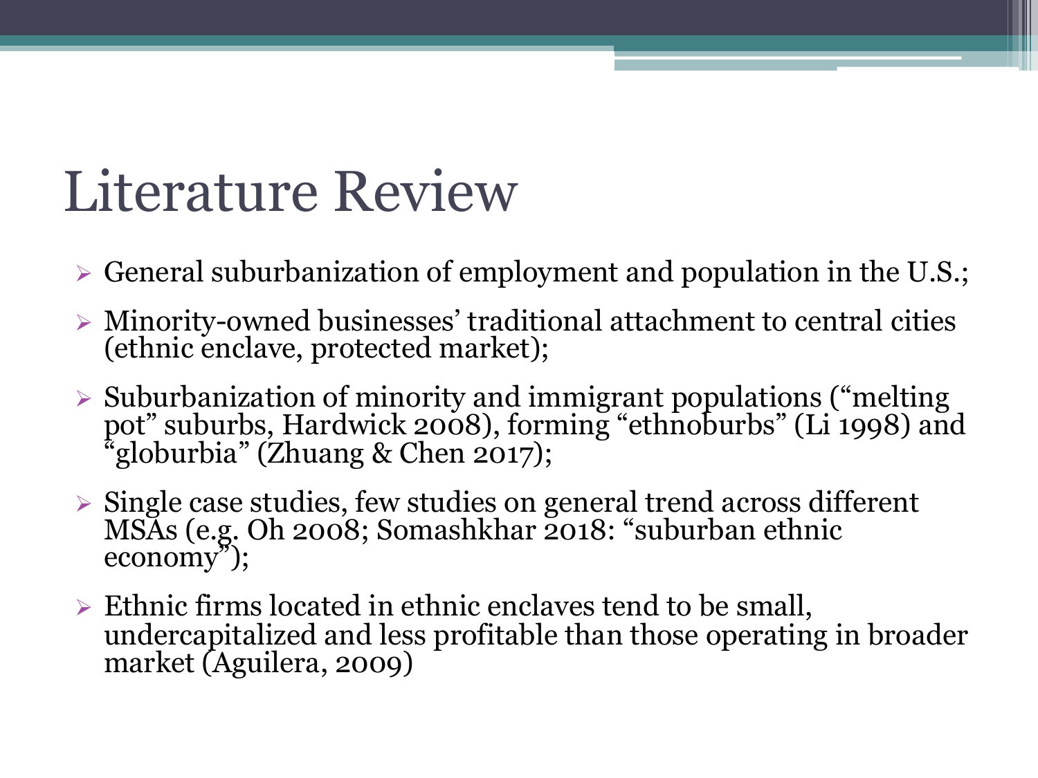# Literature Review

- General suburbanization of employment and population in the U.S.;
- Minority-owned businesses' traditional attachment to central cities (ethnic enclave, protected market);
- Suburbanization of minority and immigrant populations ("melting pot" suburbs, Hardwick 2008), forming "ethnoburbs" (Li 1998) and "globurbia" (Zhuang & Chen 2017);
- Single case studies, few studies on general trend across different MSAs (e.g. Oh 2008; Somashkhar 2018: "suburban ethnic economy");
- Ethnic firms located in ethnic enclaves tend to be small, undercapitalized and less profitable than those operating in broader market (Aguilera, 2009)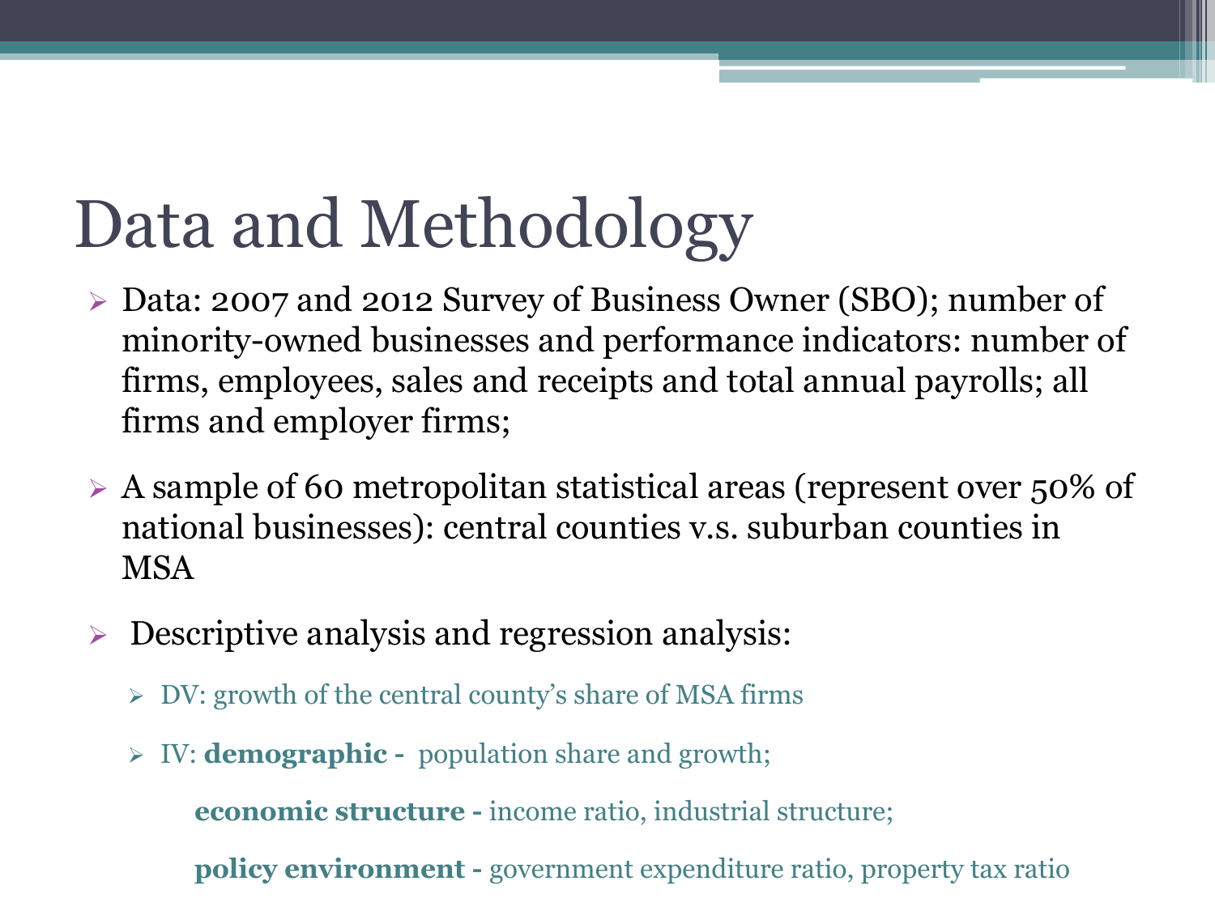# Data and Methodology

- Data: 2007 and 2012 Survey of Business Owner (SBO); number of minority-owned businesses and performance indicators: number of firms, employees, sales and receipts and total annual payrolls; all firms and employer firms;
- A sample of 60 metropolitan statistical areas (represent over 50% of national businesses): central counties v.s. suburban counties in MSA
- Descriptive analysis and regression analysis:
  - DV: growth of the central county's share of MSA firms
  - IV: **demographic -** population share and growth;

    **economic structure -** income ratio, industrial structure;

    **policy environment -** government expenditure ratio, property tax ratio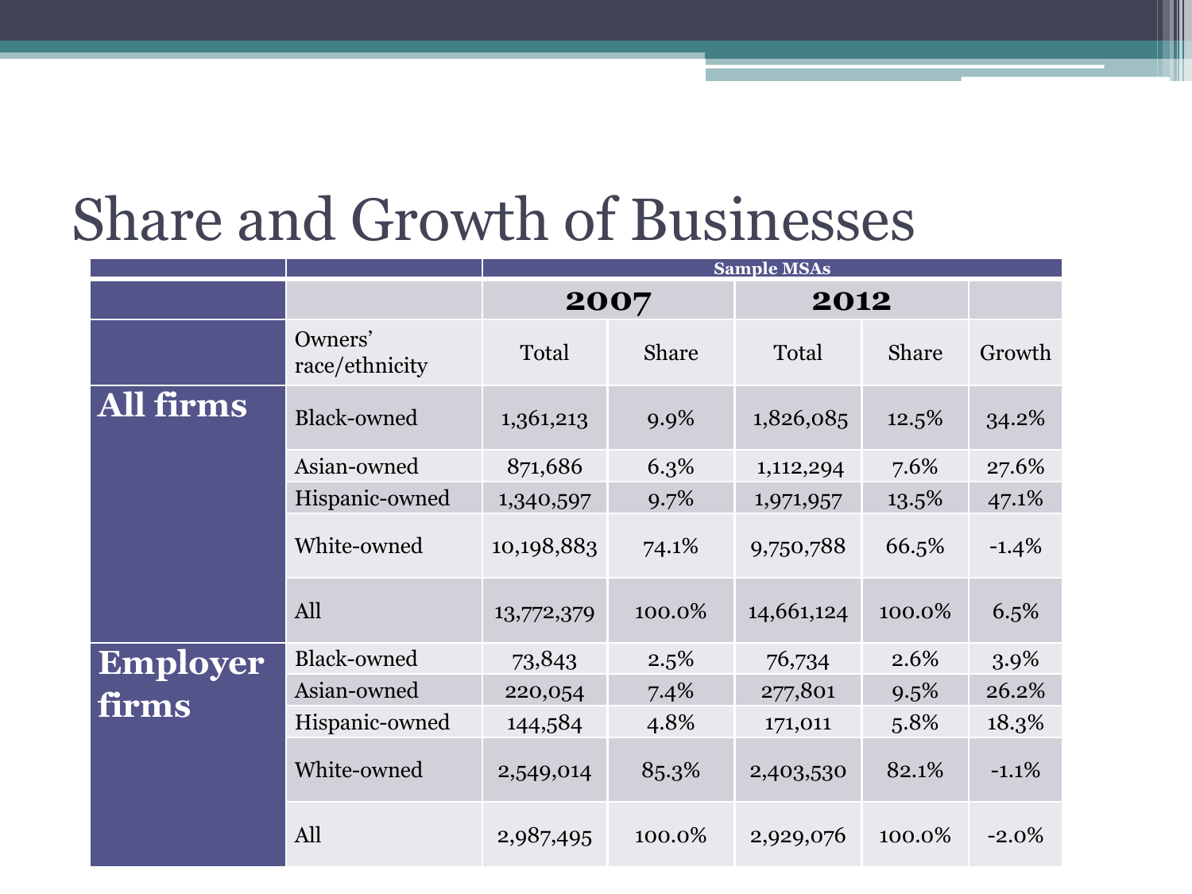# Share and Growth of Businesses

| | | Sample MSAs | | | | |
|---|---|---|---|---|---|---|
| | | 2007 | | 2012 | | |
| | Owners' race/ethnicity | Total | Share | Total | Share | Growth |
| **All firms** | Black-owned | 1,361,213 | 9.9% | 1,826,085 | 12.5% | 34.2% |
| | Asian-owned | 871,686 | 6.3% | 1,112,294 | 7.6% | 27.6% |
| | Hispanic-owned | 1,340,597 | 9.7% | 1,971,957 | 13.5% | 47.1% |
| | White-owned | 10,198,883 | 74.1% | 9,750,788 | 66.5% | -1.4% |
| | All | 13,772,379 | 100.0% | 14,661,124 | 100.0% | 6.5% |
| **Employer firms** | Black-owned | 73,843 | 2.5% | 76,734 | 2.6% | 3.9% |
| | Asian-owned | 220,054 | 7.4% | 277,801 | 9.5% | 26.2% |
| | Hispanic-owned | 144,584 | 4.8% | 171,011 | 5.8% | 18.3% |
| | White-owned | 2,549,014 | 85.3% | 2,403,530 | 82.1% | -1.1% |
| | All | 2,987,495 | 100.0% | 2,929,076 | 100.0% | -2.0% |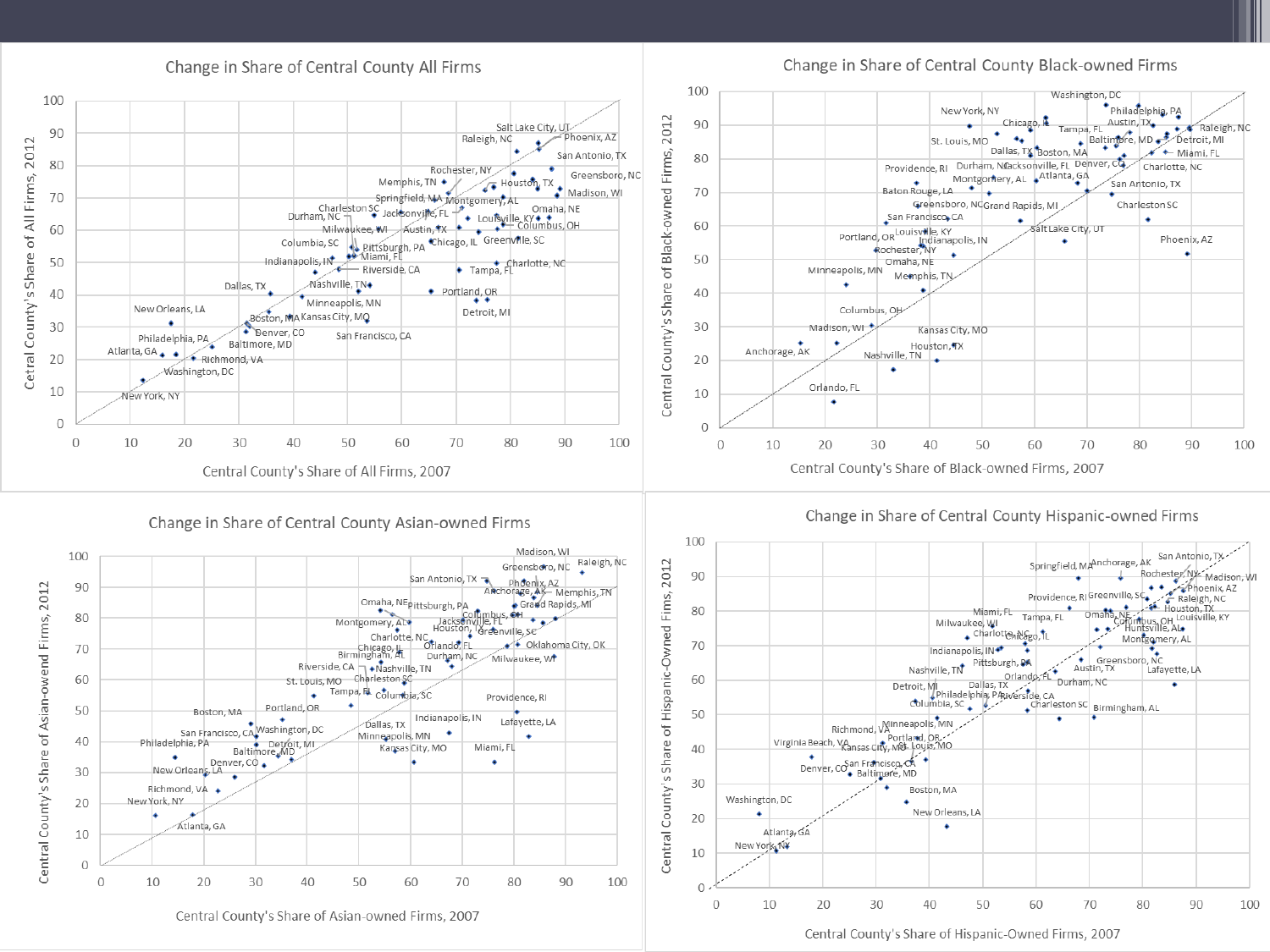## Change in Share of Central County All Firms

## Change in Share of Central County Black-owned Firms

## Change in Share of Central County Asian-owned Firms

## Change in Share of Central County Hispanic-owned Firms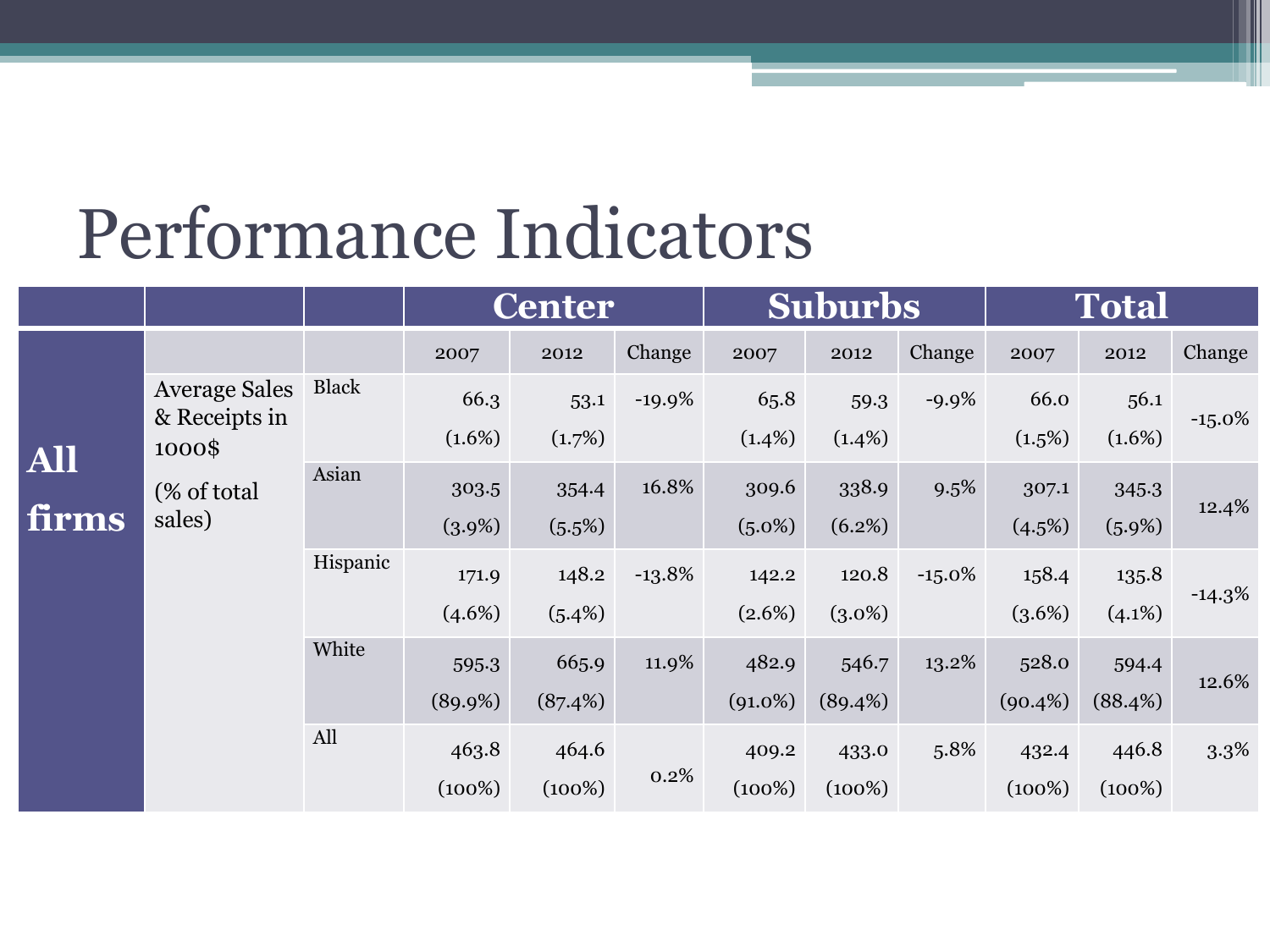# Performance Indicators

| | | | Center | | | Suburbs | | | Total | | |
|---|---|---|---|---|---|---|---|---|---|---|---|
| | | | 2007 | 2012 | Change | 2007 | 2012 | Change | 2007 | 2012 | Change |
| **All firms** | Average Sales & Receipts in 1000$ (% of total sales) | Black | 66.3 (1.6%) | 53.1 (1.7%) | -19.9% | 65.8 (1.4%) | 59.3 (1.4%) | -9.9% | 66.0 (1.5%) | 56.1 (1.6%) | -15.0% |
| | | Asian | 303.5 (3.9%) | 354.4 (5.5%) | 16.8% | 309.6 (5.0%) | 338.9 (6.2%) | 9.5% | 307.1 (4.5%) | 345.3 (5.9%) | 12.4% |
| | | Hispanic | 171.9 (4.6%) | 148.2 (5.4%) | -13.8% | 142.2 (2.6%) | 120.8 (3.0%) | -15.0% | 158.4 (3.6%) | 135.8 (4.1%) | -14.3% |
| | | White | 595.3 (89.9%) | 665.9 (87.4%) | 11.9% | 482.9 (91.0%) | 546.7 (89.4%) | 13.2% | 528.0 (90.4%) | 594.4 (88.4%) | 12.6% |
| | | All | 463.8 (100%) | 464.6 (100%) | 0.2% | 409.2 (100%) | 433.0 (100%) | 5.8% | 432.4 (100%) | 446.8 (100%) | 3.3% |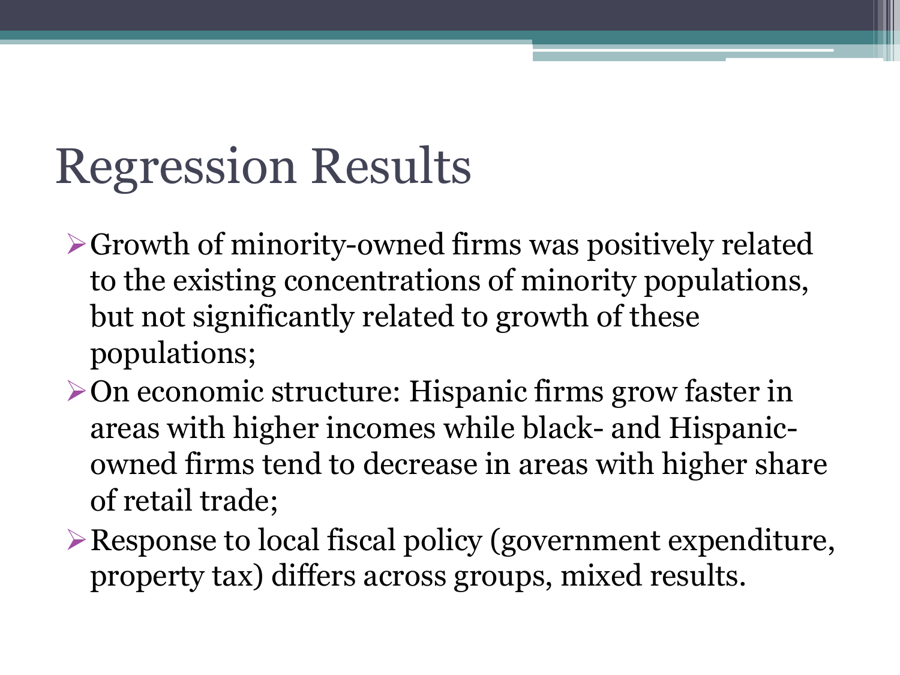# Regression Results

- Growth of minority-owned firms was positively related to the existing concentrations of minority populations, but not significantly related to growth of these populations;
- On economic structure: Hispanic firms grow faster in areas with higher incomes while black- and Hispanic-owned firms tend to decrease in areas with higher share of retail trade;
- Response to local fiscal policy (government expenditure, property tax) differs across groups, mixed results.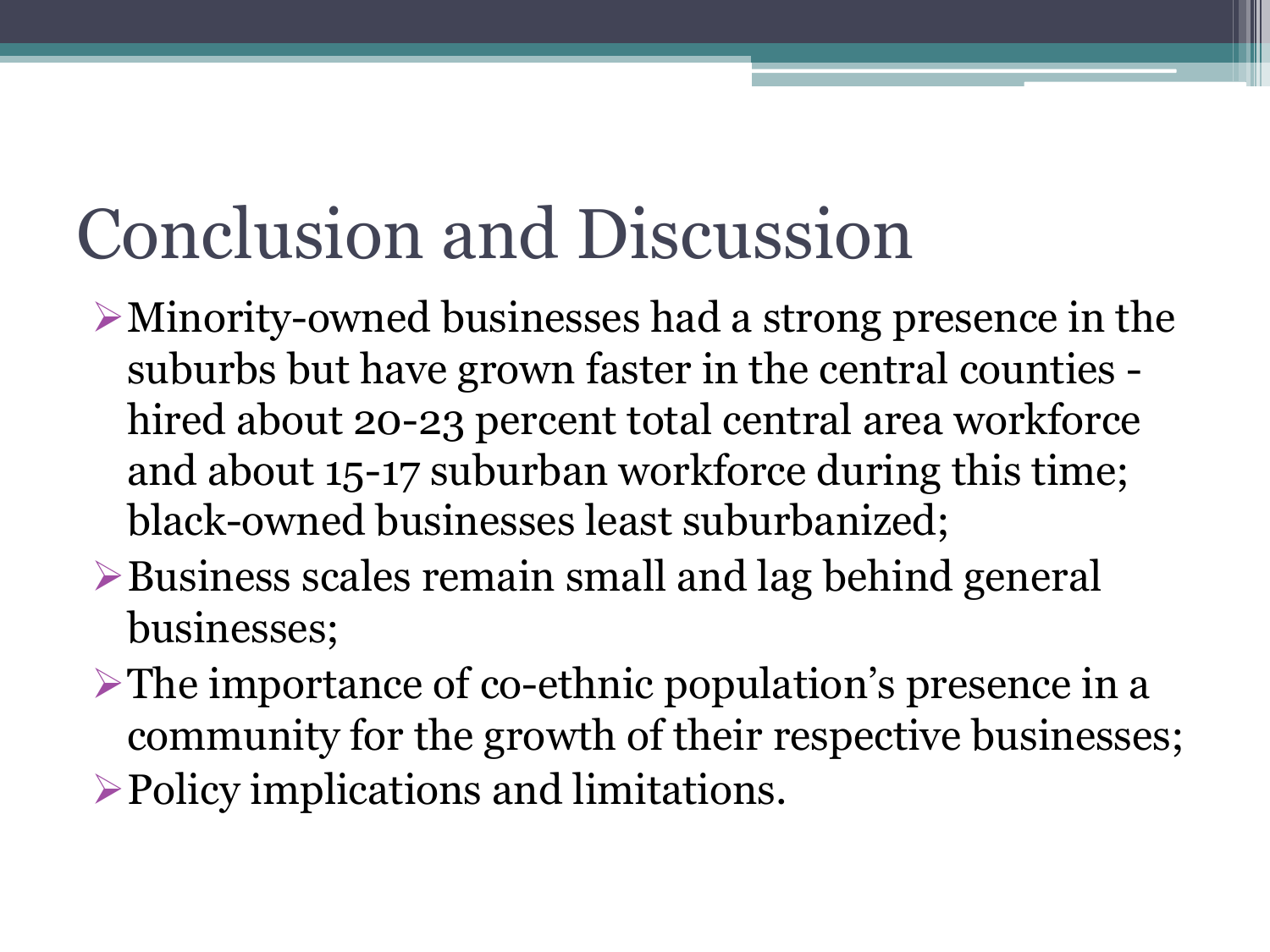# Conclusion and Discussion

- Minority-owned businesses had a strong presence in the suburbs but have grown faster in the central counties - hired about 20-23 percent total central area workforce and about 15-17 suburban workforce during this time; black-owned businesses least suburbanized;
- Business scales remain small and lag behind general businesses;
- The importance of co-ethnic population's presence in a community for the growth of their respective businesses;
- Policy implications and limitations.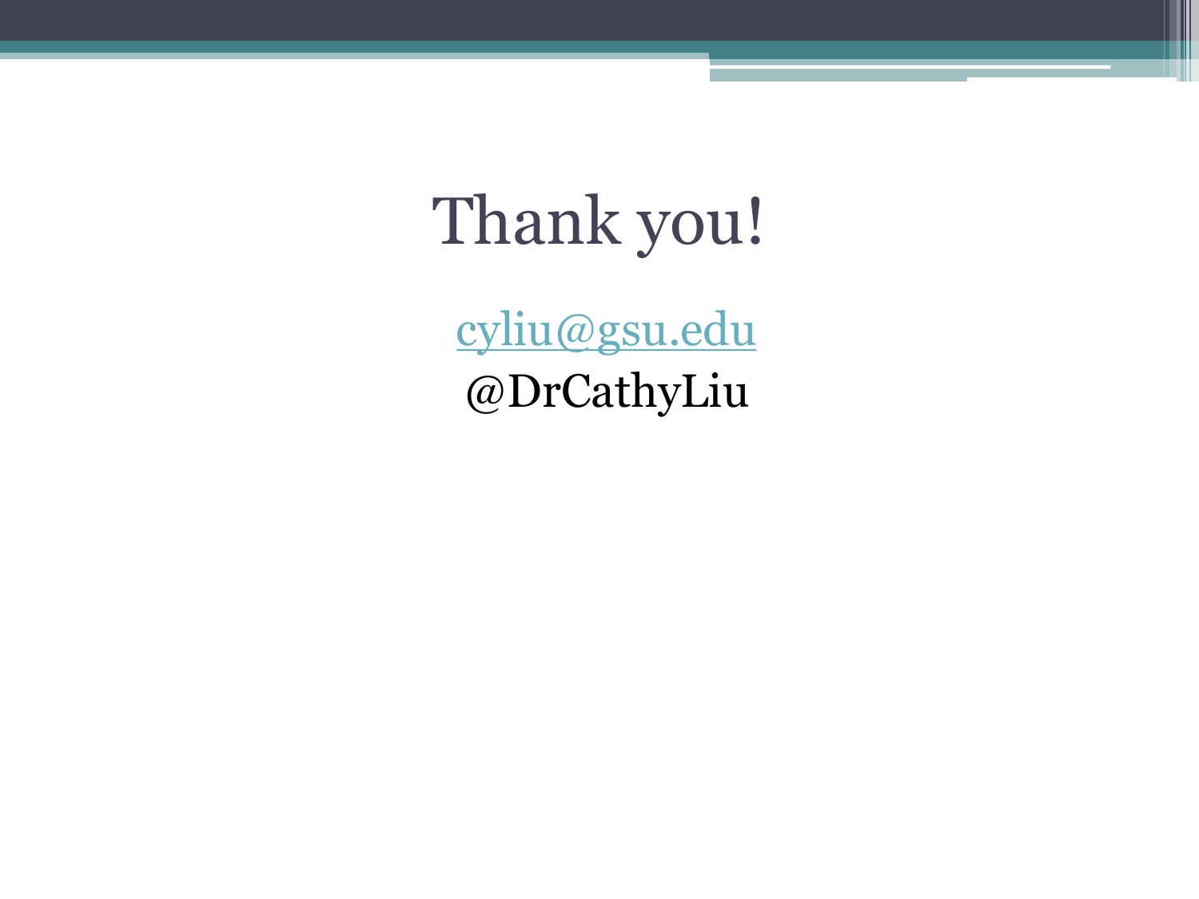# Thank you!

cyliu@gsu.edu

@DrCathyLiu